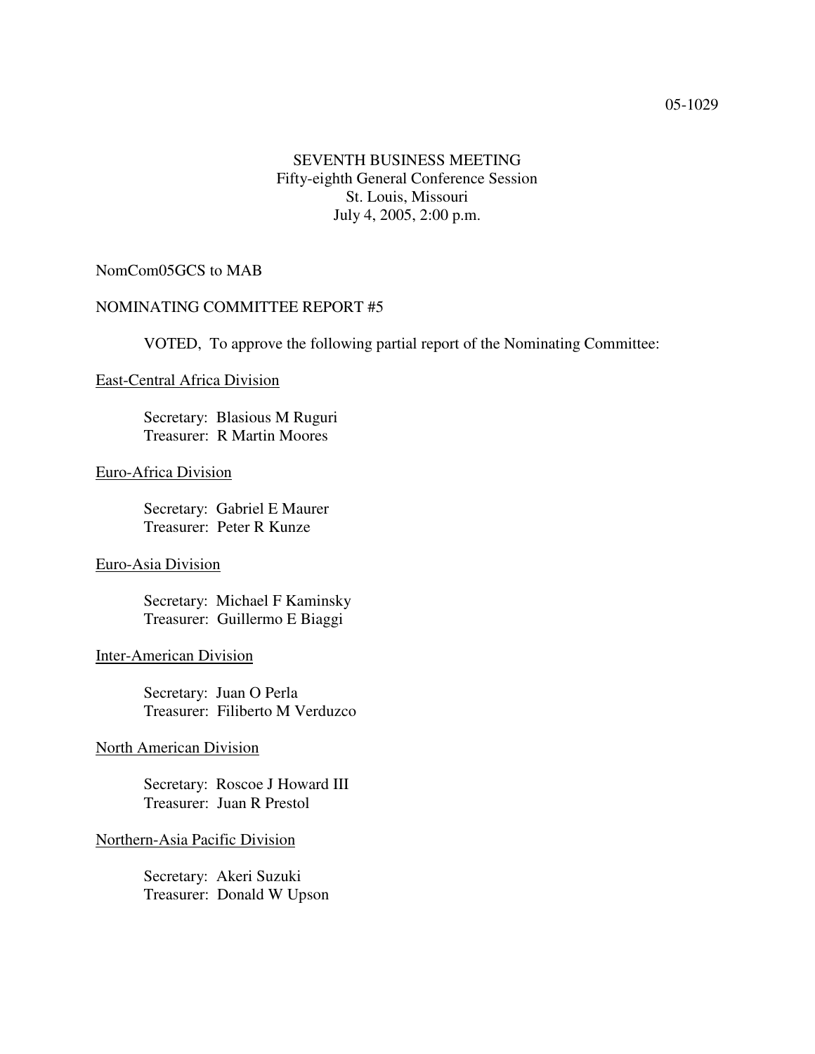05-1029

SEVENTH BUSINESS MEETING
Fifty-eighth General Conference Session
St. Louis, Missouri
July 4, 2005, 2:00 p.m.

NomCom05GCS to MAB

NOMINATING COMMITTEE REPORT #5

VOTED, To approve the following partial report of the Nominating Committee:

East-Central Africa Division

Secretary: Blasious M Ruguri
Treasurer: R Martin Moores

Euro-Africa Division

Secretary: Gabriel E Maurer
Treasurer: Peter R Kunze

Euro-Asia Division

Secretary: Michael F Kaminsky
Treasurer: Guillermo E Biaggi

Inter-American Division

Secretary: Juan O Perla
Treasurer: Filiberto M Verduzco

North American Division

Secretary: Roscoe J Howard III
Treasurer: Juan R Prestol

Northern-Asia Pacific Division

Secretary: Akeri Suzuki
Treasurer: Donald W Upson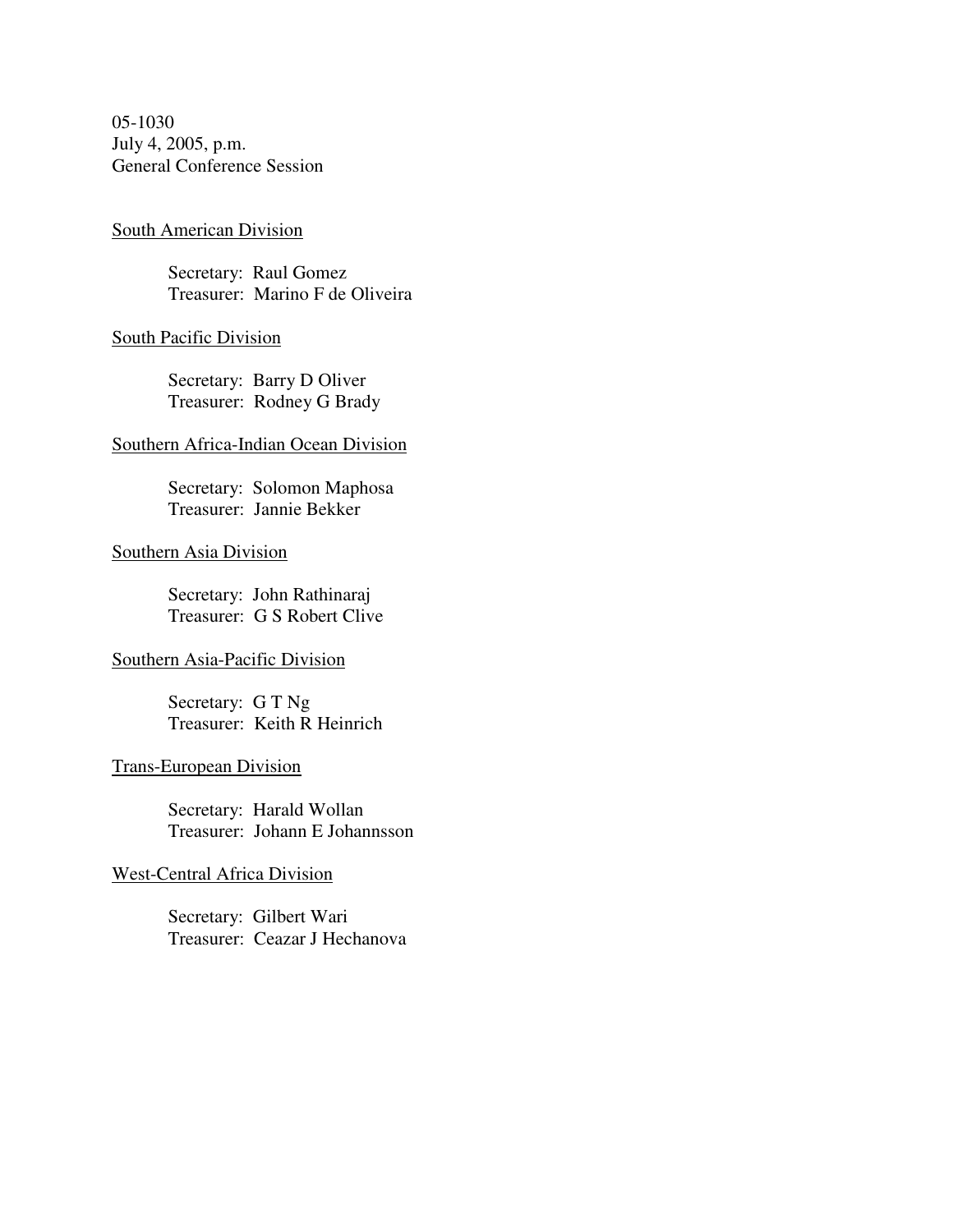05-1030
July 4, 2005, p.m.
General Conference Session

<u>South American Division</u>

Secretary: Raul Gomez
Treasurer: Marino F de Oliveira

<u>South Pacific Division</u>

Secretary: Barry D Oliver
Treasurer: Rodney G Brady

<u>Southern Africa-Indian Ocean Division</u>

Secretary: Solomon Maphosa
Treasurer: Jannie Bekker

<u>Southern Asia Division</u>

Secretary: John Rathinaraj
Treasurer: G S Robert Clive

<u>Southern Asia-Pacific Division</u>

Secretary: G T Ng
Treasurer: Keith R Heinrich

<u>Trans-European Division</u>

Secretary: Harald Wollan
Treasurer: Johann E Johannsson

<u>West-Central Africa Division</u>

Secretary: Gilbert Wari
Treasurer: Ceazar J Hechanova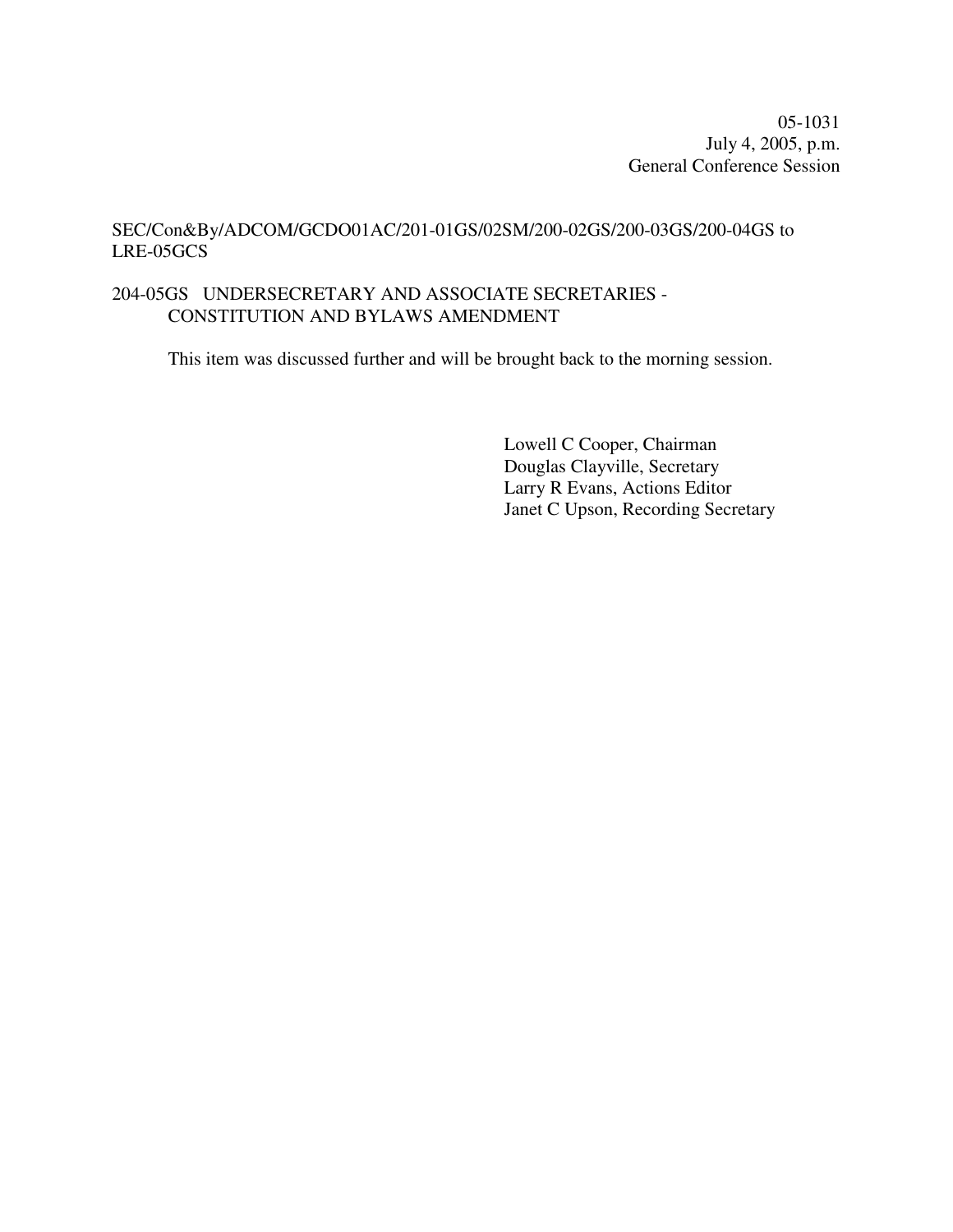05-1031
July 4, 2005, p.m.
General Conference Session

SEC/Con&By/ADCOM/GCDO01AC/201-01GS/02SM/200-02GS/200-03GS/200-04GS to LRE-05GCS

204-05GS UNDERSECRETARY AND ASSOCIATE SECRETARIES - CONSTITUTION AND BYLAWS AMENDMENT

This item was discussed further and will be brought back to the morning session.

Lowell C Cooper, Chairman
Douglas Clayville, Secretary
Larry R Evans, Actions Editor
Janet C Upson, Recording Secretary